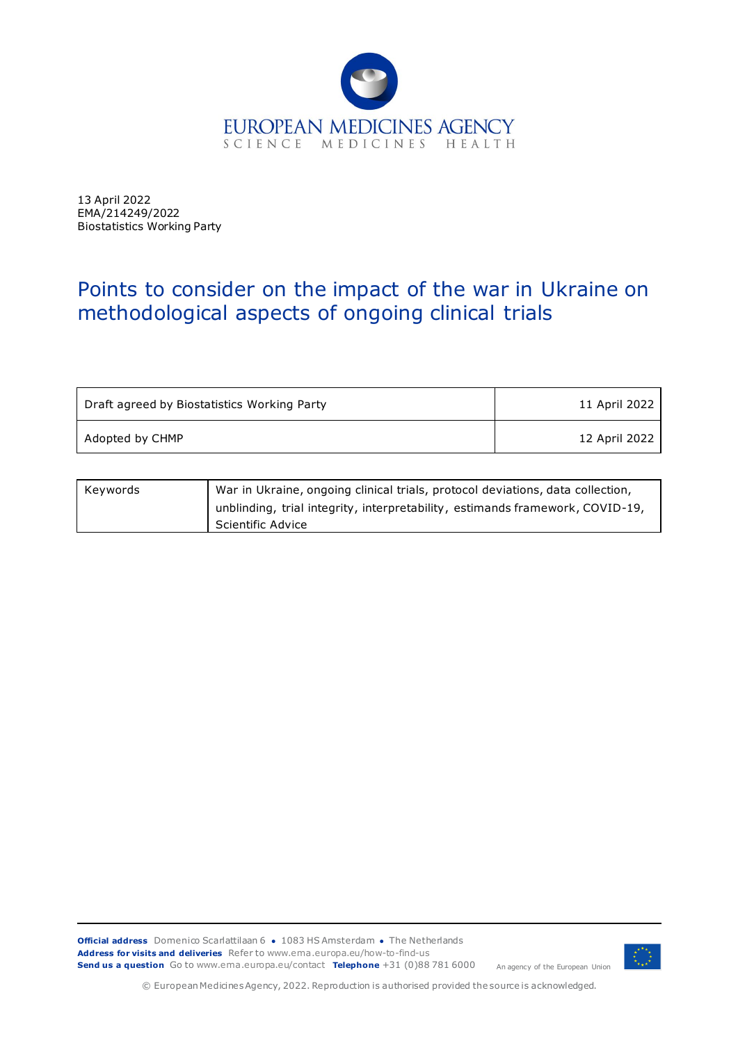EUROPEAN MEDICINES AGENCY
SCIENCE MEDICINES HEALTH

13 April 2022
EMA/214249/2022
Biostatistics Working Party

# Points to consider on the impact of the war in Ukraine on methodological aspects of ongoing clinical trials

| Draft agreed by Biostatistics Working Party | 11 April 2022 |
|---|---|
| Adopted by CHMP | 12 April 2022 |

| Keywords | War in Ukraine, ongoing clinical trials, protocol deviations, data collection, unblinding, trial integrity, interpretability, estimands framework, COVID-19, Scientific Advice |
|---|---|

**Official address** Domenico Scarlattilaan 6 ● 1083 HS Amsterdam ● The Netherlands
**Address for visits and deliveries** Refer to www.ema.europa.eu/how-to-find-us
**Send us a question** Go to www.ema.europa.eu/contact **Telephone** +31 (0)88 781 6000

An agency of the European Union

© European Medicines Agency, 2022. Reproduction is authorised provided the source is acknowledged.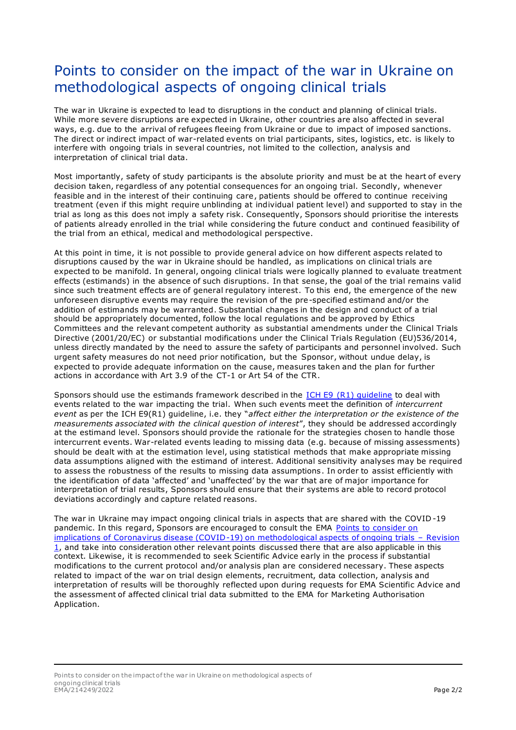# Points to consider on the impact of the war in Ukraine on methodological aspects of ongoing clinical trials

The war in Ukraine is expected to lead to disruptions in the conduct and planning of clinical trials. While more severe disruptions are expected in Ukraine, other countries are also affected in several ways, e.g. due to the arrival of refugees fleeing from Ukraine or due to impact of imposed sanctions. The direct or indirect impact of war-related events on trial participants, sites, logistics, etc. is likely to interfere with ongoing trials in several countries, not limited to the collection, analysis and interpretation of clinical trial data.

Most importantly, safety of study participants is the absolute priority and must be at the heart of every decision taken, regardless of any potential consequences for an ongoing trial. Secondly, whenever feasible and in the interest of their continuing care, patients should be offered to continue receiving treatment (even if this might require unblinding at individual patient level) and supported to stay in the trial as long as this does not imply a safety risk. Consequently, Sponsors should prioritise the interests of patients already enrolled in the trial while considering the future conduct and continued feasibility of the trial from an ethical, medical and methodological perspective.

At this point in time, it is not possible to provide general advice on how different aspects related to disruptions caused by the war in Ukraine should be handled, as implications on clinical trials are expected to be manifold. In general, ongoing clinical trials were logically planned to evaluate treatment effects (estimands) in the absence of such disruptions. In that sense, the goal of the trial remains valid since such treatment effects are of general regulatory interest. To this end, the emergence of the new unforeseen disruptive events may require the revision of the pre-specified estimand and/or the addition of estimands may be warranted. Substantial changes in the design and conduct of a trial should be appropriately documented, follow the local regulations and be approved by Ethics Committees and the relevant competent authority as substantial amendments under the Clinical Trials Directive (2001/20/EC) or substantial modifications under the Clinical Trials Regulation (EU)536/2014, unless directly mandated by the need to assure the safety of participants and personnel involved. Such urgent safety measures do not need prior notification, but the Sponsor, without undue delay, is expected to provide adequate information on the cause, measures taken and the plan for further actions in accordance with Art 3.9 of the CT-1 or Art 54 of the CTR.

Sponsors should use the estimands framework described in the [ICH E9 (R1) guideline] to deal with events related to the war impacting the trial. When such events meet the definition of *intercurrent event* as per the ICH E9(R1) guideline, i.e. they "*affect either the interpretation or the existence of the measurements associated with the clinical question of interest*", they should be addressed accordingly at the estimand level. Sponsors should provide the rationale for the strategies chosen to handle those intercurrent events. War-related events leading to missing data (e.g. because of missing assessments) should be dealt with at the estimation level, using statistical methods that make appropriate missing data assumptions aligned with the estimand of interest. Additional sensitivity analyses may be required to assess the robustness of the results to missing data assumptions. In order to assist efficiently with the identification of data 'affected' and 'unaffected' by the war that are of major importance for interpretation of trial results, Sponsors should ensure that their systems are able to record protocol deviations accordingly and capture related reasons.

The war in Ukraine may impact ongoing clinical trials in aspects that are shared with the COVID-19 pandemic. In this regard, Sponsors are encouraged to consult the EMA [Points to consider on implications of Coronavirus disease (COVID-19) on methodological aspects of ongoing trials – Revision 1], and take into consideration other relevant points discussed there that are also applicable in this context. Likewise, it is recommended to seek Scientific Advice early in the process if substantial modifications to the current protocol and/or analysis plan are considered necessary. These aspects related to impact of the war on trial design elements, recruitment, data collection, analysis and interpretation of results will be thoroughly reflected upon during requests for EMA Scientific Advice and the assessment of affected clinical trial data submitted to the EMA for Marketing Authorisation Application.